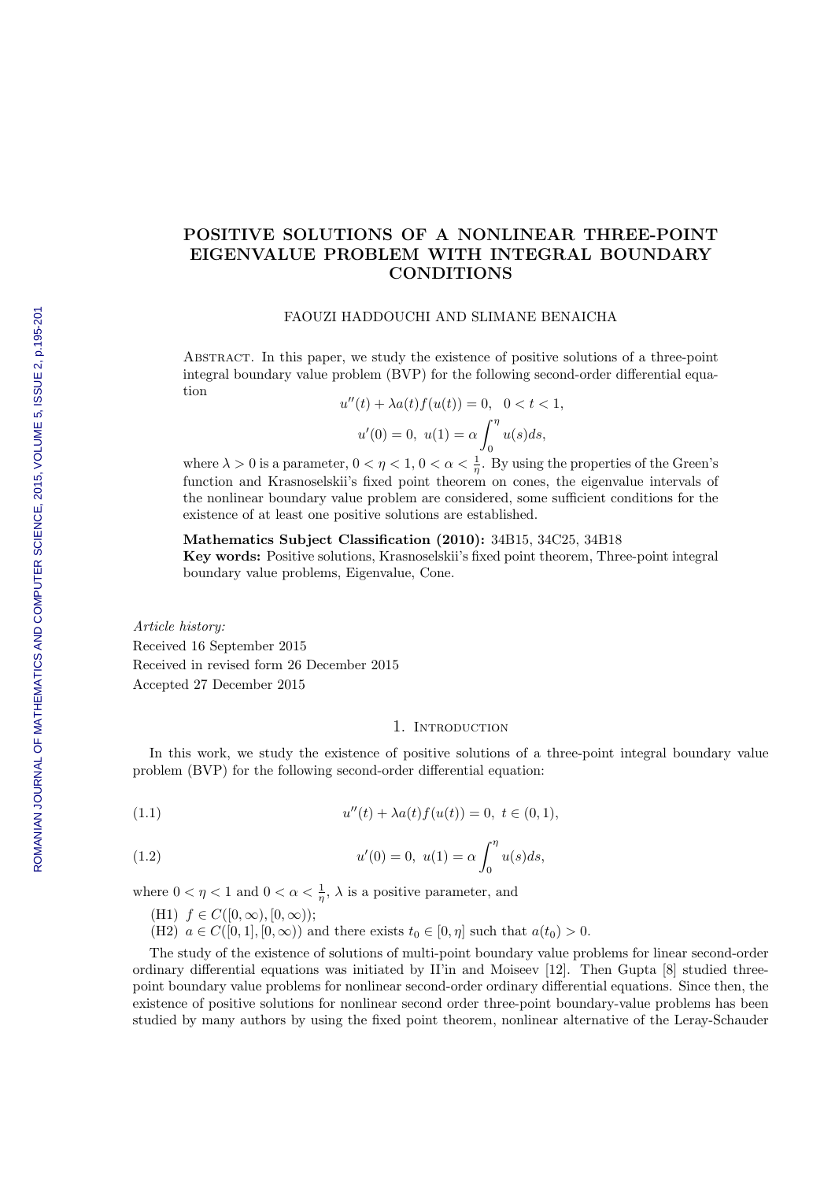# POSITIVE SOLUTIONS OF A NONLINEAR THREE-POINT EIGENVALUE PROBLEM WITH INTEGRAL BOUNDARY CONDITIONS

FAOUZI HADDOUCHI AND SLIMANE BENAICHA

Abstract. In this paper, we study the existence of positive solutions of a three-point integral boundary value problem (BVP) for the following second-order differential equation

$$u''(t) + \lambda a(t) f(u(t)) = 0, \quad 0 < t < 1,$$
$$u'(0) = 0, \ u(1) = \alpha \int_0^\eta u(s) ds,$$

where $\lambda > 0$ is a parameter, $0 < \eta < 1$, $0 < \alpha < \frac{1}{\eta}$. By using the properties of the Green's function and Krasnoselskii's fixed point theorem on cones, the eigenvalue intervals of the nonlinear boundary value problem are considered, some sufficient conditions for the existence of at least one positive solutions are established.

**Mathematics Subject Classification (2010):** 34B15, 34C25, 34B18

**Key words:** Positive solutions, Krasnoselskii's fixed point theorem, Three-point integral boundary value problems, Eigenvalue, Cone.

*Article history:*
Received 16 September 2015
Received in revised form 26 December 2015
Accepted 27 December 2015

## 1. Introduction

In this work, we study the existence of positive solutions of a three-point integral boundary value problem (BVP) for the following second-order differential equation:

$$u''(t) + \lambda a(t) f(u(t)) = 0, \ t \in (0, 1), \tag{1.1}$$

$$u'(0) = 0, \ u(1) = \alpha \int_0^\eta u(s) ds, \tag{1.2}$$

where $0 < \eta < 1$ and $0 < \alpha < \frac{1}{\eta}$, $\lambda$ is a positive parameter, and

(H1) $f \in C([0, \infty), [0, \infty))$;
(H2) $a \in C([0, 1], [0, \infty))$ and there exists $t_0 \in [0, \eta]$ such that $a(t_0) > 0$.

The study of the existence of solutions of multi-point boundary value problems for linear second-order ordinary differential equations was initiated by Il'in and Moiseev [12]. Then Gupta [8] studied three-point boundary value problems for nonlinear second-order ordinary differential equations. Since then, the existence of positive solutions for nonlinear second order three-point boundary-value problems has been studied by many authors by using the fixed point theorem, nonlinear alternative of the Leray-Schauder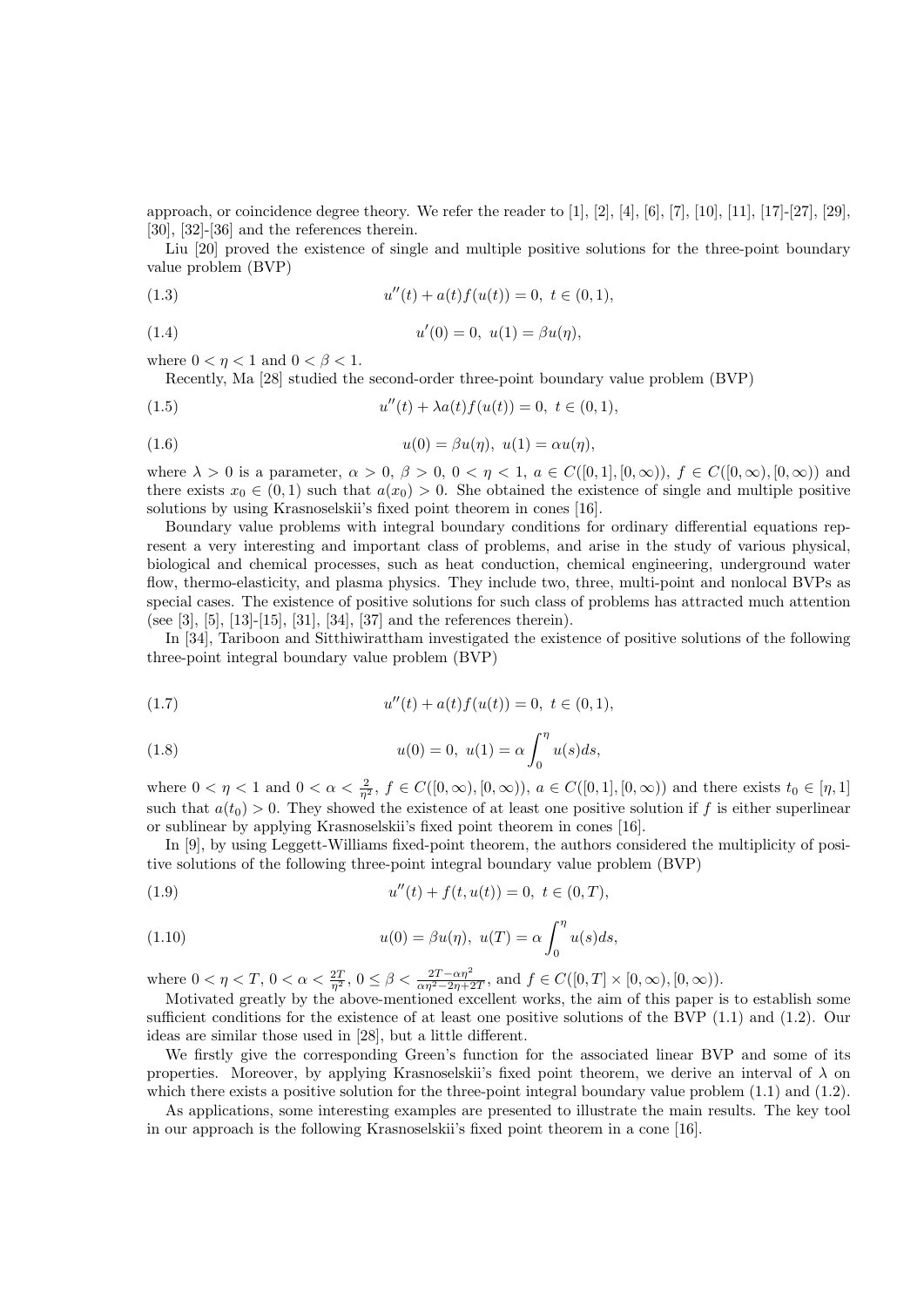approach, or coincidence degree theory. We refer the reader to [1], [2], [4], [6], [7], [10], [11], [17]-[27], [29], [30], [32]-[36] and the references therein.

Liu [20] proved the existence of single and multiple positive solutions for the three-point boundary value problem (BVP)

$$u''(t) + a(t)f(u(t)) = 0,\ t \in (0,1), \tag{1.3}$$

$$u'(0) = 0,\ u(1) = \beta u(\eta), \tag{1.4}$$

where $0 < \eta < 1$ and $0 < \beta < 1$.

Recently, Ma [28] studied the second-order three-point boundary value problem (BVP)

$$u''(t) + \lambda a(t)f(u(t)) = 0,\ t \in (0,1), \tag{1.5}$$

$$u(0) = \beta u(\eta),\ u(1) = \alpha u(\eta), \tag{1.6}$$

where $\lambda > 0$ is a parameter, $\alpha > 0$, $\beta > 0$, $0 < \eta < 1$, $a \in C([0,1],[0,\infty))$, $f \in C([0,\infty),[0,\infty))$ and there exists $x_0 \in (0,1)$ such that $a(x_0) > 0$. She obtained the existence of single and multiple positive solutions by using Krasnoselskii's fixed point theorem in cones [16].

Boundary value problems with integral boundary conditions for ordinary differential equations represent a very interesting and important class of problems, and arise in the study of various physical, biological and chemical processes, such as heat conduction, chemical engineering, underground water flow, thermo-elasticity, and plasma physics. They include two, three, multi-point and nonlocal BVPs as special cases. The existence of positive solutions for such class of problems has attracted much attention (see [3], [5], [13]-[15], [31], [34], [37] and the references therein).

In [34], Tariboon and Sitthiwirattham investigated the existence of positive solutions of the following three-point integral boundary value problem (BVP)

$$u''(t) + a(t)f(u(t)) = 0,\ t \in (0,1), \tag{1.7}$$

$$u(0) = 0,\ u(1) = \alpha \int_0^\eta u(s)ds, \tag{1.8}$$

where $0 < \eta < 1$ and $0 < \alpha < \frac{2}{\eta^2}$, $f \in C([0,\infty),[0,\infty))$, $a \in C([0,1],[0,\infty))$ and there exists $t_0 \in [\eta,1]$ such that $a(t_0) > 0$. They showed the existence of at least one positive solution if $f$ is either superlinear or sublinear by applying Krasnoselskii's fixed point theorem in cones [16].

In [9], by using Leggett-Williams fixed-point theorem, the authors considered the multiplicity of positive solutions of the following three-point integral boundary value problem (BVP)

$$u''(t) + f(t,u(t)) = 0,\ t \in (0,T), \tag{1.9}$$

$$u(0) = \beta u(\eta),\ u(T) = \alpha \int_0^\eta u(s)ds, \tag{1.10}$$

where $0 < \eta < T$, $0 < \alpha < \frac{2T}{\eta^2}$, $0 \le \beta < \frac{2T - \alpha\eta^2}{\alpha\eta^2 - 2\eta + 2T}$, and $f \in C([0,T]\times[0,\infty),[0,\infty))$.

Motivated greatly by the above-mentioned excellent works, the aim of this paper is to establish some sufficient conditions for the existence of at least one positive solutions of the BVP (1.1) and (1.2). Our ideas are similar those used in [28], but a little different.

We firstly give the corresponding Green's function for the associated linear BVP and some of its properties. Moreover, by applying Krasnoselskii's fixed point theorem, we derive an interval of $\lambda$ on which there exists a positive solution for the three-point integral boundary value problem (1.1) and (1.2).

As applications, some interesting examples are presented to illustrate the main results. The key tool in our approach is the following Krasnoselskii's fixed point theorem in a cone [16].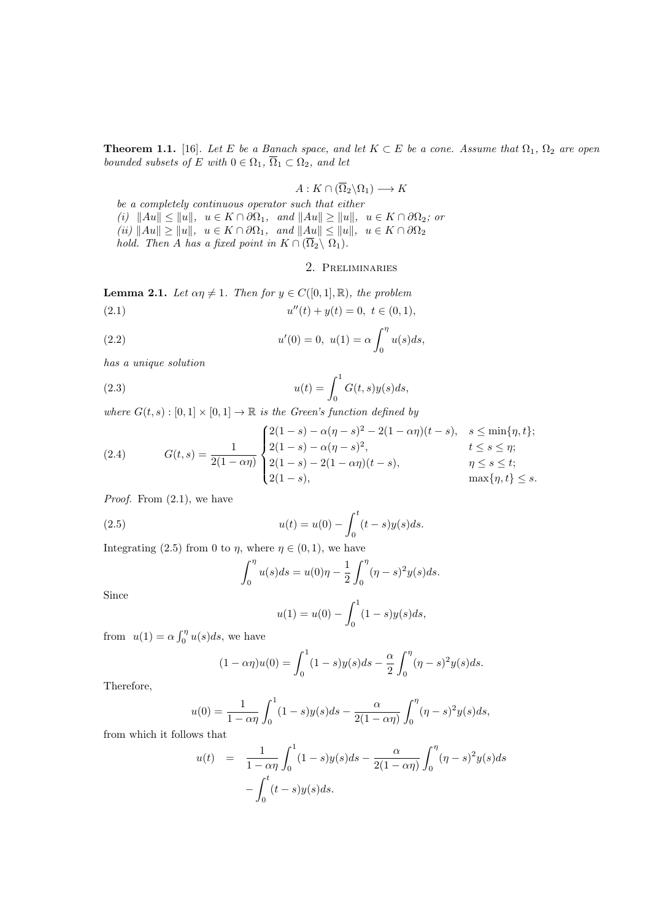**Theorem 1.1.** [16]. *Let $E$ be a Banach space, and let $K \subset E$ be a cone. Assume that $\Omega_1$, $\Omega_2$ are open bounded subsets of $E$ with $0 \in \Omega_1$, $\overline{\Omega}_1 \subset \Omega_2$, and let*

$$A : K \cap (\overline{\Omega}_2 \backslash \Omega_1) \longrightarrow K$$

*be a completely continuous operator such that either*
*(i) $\|Au\| \leq \|u\|$, $u \in K \cap \partial\Omega_1$, and $\|Au\| \geq \|u\|$, $u \in K \cap \partial\Omega_2$; or*
*(ii) $\|Au\| \geq \|u\|$, $u \in K \cap \partial\Omega_1$, and $\|Au\| \leq \|u\|$, $u \in K \cap \partial\Omega_2$*
*hold. Then $A$ has a fixed point in $K \cap (\overline{\Omega}_2 \backslash \Omega_1)$.*

## 2. Preliminaries

**Lemma 2.1.** *Let $\alpha\eta \neq 1$. Then for $y \in C([0,1], \mathbb{R})$, the problem*

$$u''(t) + y(t) = 0, \; t \in (0,1), \tag{2.1}$$

$$u'(0) = 0, \; u(1) = \alpha \int_0^\eta u(s)ds, \tag{2.2}$$

*has a unique solution*

$$u(t) = \int_0^1 G(t,s)y(s)ds, \tag{2.3}$$

*where $G(t,s) : [0,1] \times [0,1] \to \mathbb{R}$ is the Green's function defined by*

$$G(t,s) = \frac{1}{2(1-\alpha\eta)} \begin{cases} 2(1-s) - \alpha(\eta - s)^2 - 2(1-\alpha\eta)(t-s), & s \leq \min\{\eta, t\}; \\ 2(1-s) - \alpha(\eta - s)^2, & t \leq s \leq \eta; \\ 2(1-s) - 2(1-\alpha\eta)(t-s), & \eta \leq s \leq t; \\ 2(1-s), & \max\{\eta, t\} \leq s. \end{cases} \tag{2.4}$$

*Proof.* From (2.1), we have

$$u(t) = u(0) - \int_0^t (t-s)y(s)ds. \tag{2.5}$$

Integrating (2.5) from 0 to $\eta$, where $\eta \in (0,1)$, we have

$$\int_0^\eta u(s)ds = u(0)\eta - \frac{1}{2}\int_0^\eta (\eta - s)^2 y(s)ds.$$

Since

$$u(1) = u(0) - \int_0^1 (1-s)y(s)ds,$$

from $u(1) = \alpha \int_0^\eta u(s)ds$, we have

$$(1-\alpha\eta)u(0) = \int_0^1 (1-s)y(s)ds - \frac{\alpha}{2}\int_0^\eta (\eta - s)^2 y(s)ds.$$

Therefore,

$$u(0) = \frac{1}{1-\alpha\eta}\int_0^1 (1-s)y(s)ds - \frac{\alpha}{2(1-\alpha\eta)}\int_0^\eta (\eta - s)^2 y(s)ds,$$

from which it follows that

$$\begin{aligned} u(t) \;&=\; \frac{1}{1-\alpha\eta}\int_0^1 (1-s)y(s)ds - \frac{\alpha}{2(1-\alpha\eta)}\int_0^\eta (\eta - s)^2 y(s)ds \\ &\quad - \int_0^t (t-s)y(s)ds. \end{aligned}$$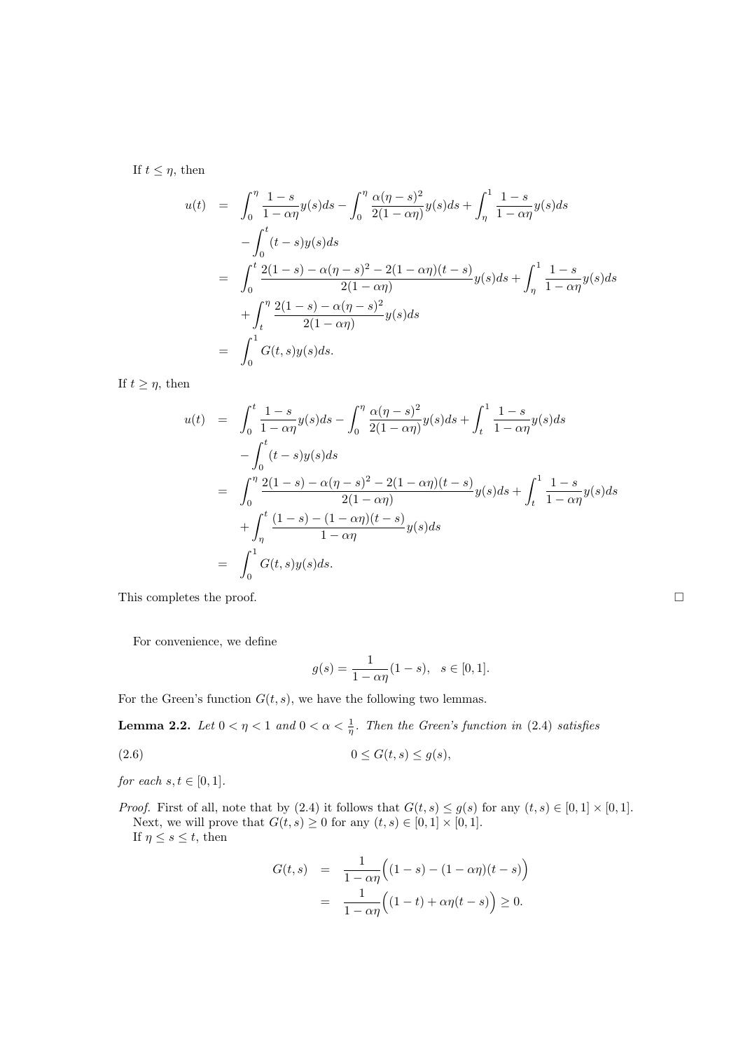If $t \leq \eta$, then

$$
\begin{aligned}
u(t) &= \int_0^\eta \frac{1-s}{1-\alpha\eta} y(s)ds - \int_0^\eta \frac{\alpha(\eta-s)^2}{2(1-\alpha\eta)} y(s)ds + \int_\eta^1 \frac{1-s}{1-\alpha\eta} y(s)ds \\
&\quad - \int_0^t (t-s)y(s)ds \\
&= \int_0^t \frac{2(1-s) - \alpha(\eta-s)^2 - 2(1-\alpha\eta)(t-s)}{2(1-\alpha\eta)} y(s)ds + \int_\eta^1 \frac{1-s}{1-\alpha\eta} y(s)ds \\
&\quad + \int_t^\eta \frac{2(1-s) - \alpha(\eta-s)^2}{2(1-\alpha\eta)} y(s)ds \\
&= \int_0^1 G(t,s)y(s)ds.
\end{aligned}
$$

If $t \geq \eta$, then

$$
\begin{aligned}
u(t) &= \int_0^t \frac{1-s}{1-\alpha\eta} y(s)ds - \int_0^\eta \frac{\alpha(\eta-s)^2}{2(1-\alpha\eta)} y(s)ds + \int_t^1 \frac{1-s}{1-\alpha\eta} y(s)ds \\
&\quad - \int_0^t (t-s)y(s)ds \\
&= \int_0^\eta \frac{2(1-s) - \alpha(\eta-s)^2 - 2(1-\alpha\eta)(t-s)}{2(1-\alpha\eta)} y(s)ds + \int_t^1 \frac{1-s}{1-\alpha\eta} y(s)ds \\
&\quad + \int_\eta^t \frac{(1-s) - (1-\alpha\eta)(t-s)}{1-\alpha\eta} y(s)ds \\
&= \int_0^1 G(t,s)y(s)ds.
\end{aligned}
$$

This completes the proof. $\square$

For convenience, we define

$$
g(s) = \frac{1}{1-\alpha\eta}(1-s), \quad s \in [0,1].
$$

For the Green's function $G(t,s)$, we have the following two lemmas.

**Lemma 2.2.** *Let $0 < \eta < 1$ and $0 < \alpha < \frac{1}{\eta}$. Then the Green's function in (2.4) satisfies*

$$
0 \leq G(t,s) \leq g(s), \tag{2.6}
$$

*for each $s, t \in [0,1]$.*

*Proof.* First of all, note that by (2.4) it follows that $G(t,s) \leq g(s)$ for any $(t,s) \in [0,1] \times [0,1]$.

Next, we will prove that $G(t,s) \geq 0$ for any $(t,s) \in [0,1] \times [0,1]$.

If $\eta \leq s \leq t$, then

$$
\begin{aligned}
G(t,s) &= \frac{1}{1-\alpha\eta}\Big((1-s) - (1-\alpha\eta)(t-s)\Big) \\
&= \frac{1}{1-\alpha\eta}\Big((1-t) + \alpha\eta(t-s)\Big) \geq 0.
\end{aligned}
$$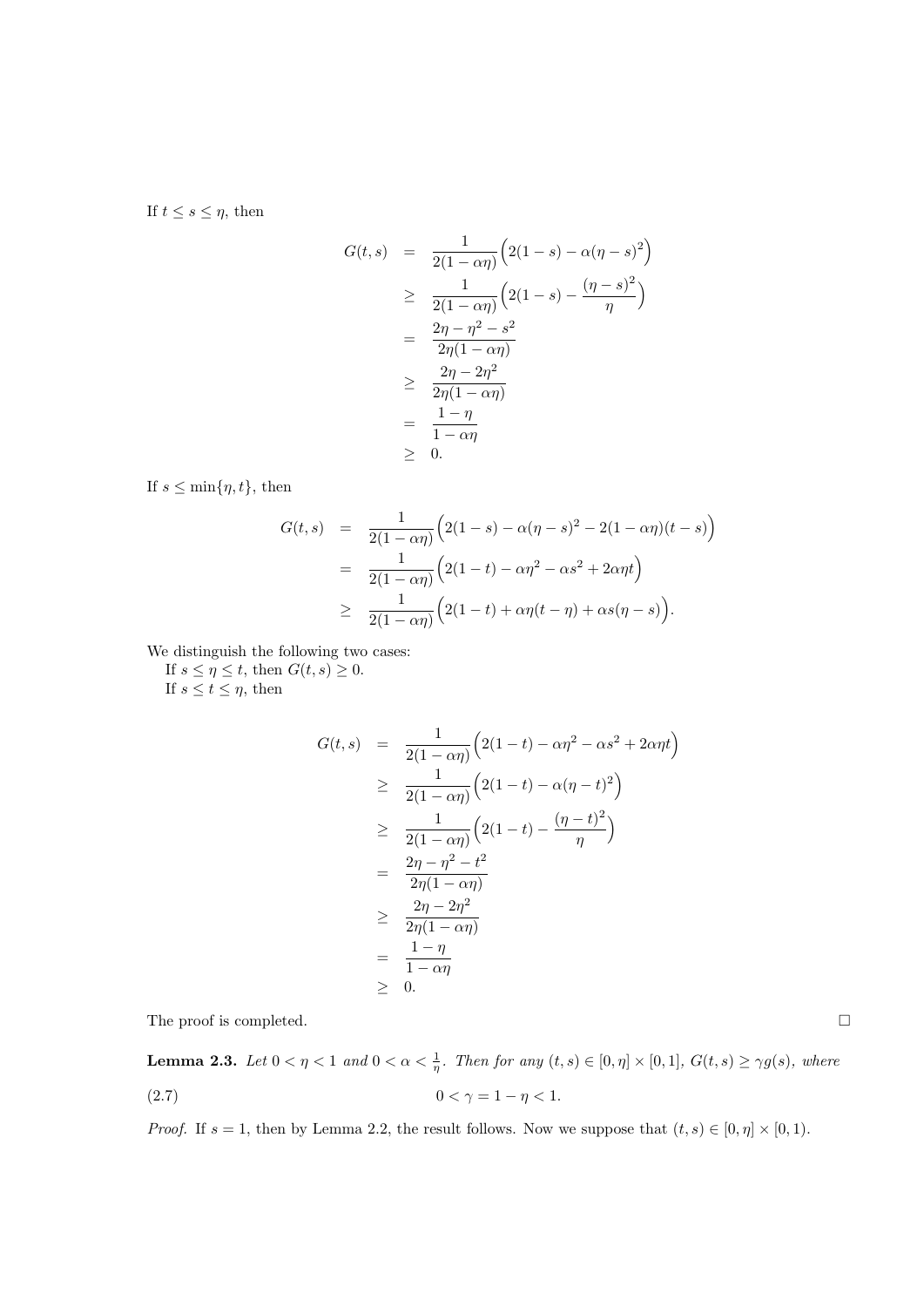If $t \leq s \leq \eta$, then

$$
\begin{aligned}
G(t,s) &= \frac{1}{2(1-\alpha\eta)}\Big(2(1-s) - \alpha(\eta-s)^2\Big) \\
&\geq \frac{1}{2(1-\alpha\eta)}\Big(2(1-s) - \frac{(\eta-s)^2}{\eta}\Big) \\
&= \frac{2\eta - \eta^2 - s^2}{2\eta(1-\alpha\eta)} \\
&\geq \frac{2\eta - 2\eta^2}{2\eta(1-\alpha\eta)} \\
&= \frac{1-\eta}{1-\alpha\eta} \\
&\geq 0.
\end{aligned}
$$

If $s \leq \min\{\eta, t\}$, then

$$
\begin{aligned}
G(t,s) &= \frac{1}{2(1-\alpha\eta)}\Big(2(1-s) - \alpha(\eta-s)^2 - 2(1-\alpha\eta)(t-s)\Big) \\
&= \frac{1}{2(1-\alpha\eta)}\Big(2(1-t) - \alpha\eta^2 - \alpha s^2 + 2\alpha\eta t\Big) \\
&\geq \frac{1}{2(1-\alpha\eta)}\Big(2(1-t) + \alpha\eta(t-\eta) + \alpha s(\eta-s)\Big).
\end{aligned}
$$

We distinguish the following two cases:

If $s \leq \eta \leq t$, then $G(t,s) \geq 0$.

If $s \leq t \leq \eta$, then

$$
\begin{aligned}
G(t,s) &= \frac{1}{2(1-\alpha\eta)}\Big(2(1-t) - \alpha\eta^2 - \alpha s^2 + 2\alpha\eta t\Big) \\
&\geq \frac{1}{2(1-\alpha\eta)}\Big(2(1-t) - \alpha(\eta-t)^2\Big) \\
&\geq \frac{1}{2(1-\alpha\eta)}\Big(2(1-t) - \frac{(\eta-t)^2}{\eta}\Big) \\
&= \frac{2\eta - \eta^2 - t^2}{2\eta(1-\alpha\eta)} \\
&\geq \frac{2\eta - 2\eta^2}{2\eta(1-\alpha\eta)} \\
&= \frac{1-\eta}{1-\alpha\eta} \\
&\geq 0.
\end{aligned}
$$

The proof is completed. $\square$

**Lemma 2.3.** *Let $0 < \eta < 1$ and $0 < \alpha < \frac{1}{\eta}$. Then for any $(t,s) \in [0,\eta] \times [0,1]$, $G(t,s) \geq \gamma g(s)$, where*

$$
0 < \gamma = 1 - \eta < 1. \tag{2.7}
$$

*Proof.* If $s = 1$, then by Lemma 2.2, the result follows. Now we suppose that $(t,s) \in [0,\eta] \times [0,1)$.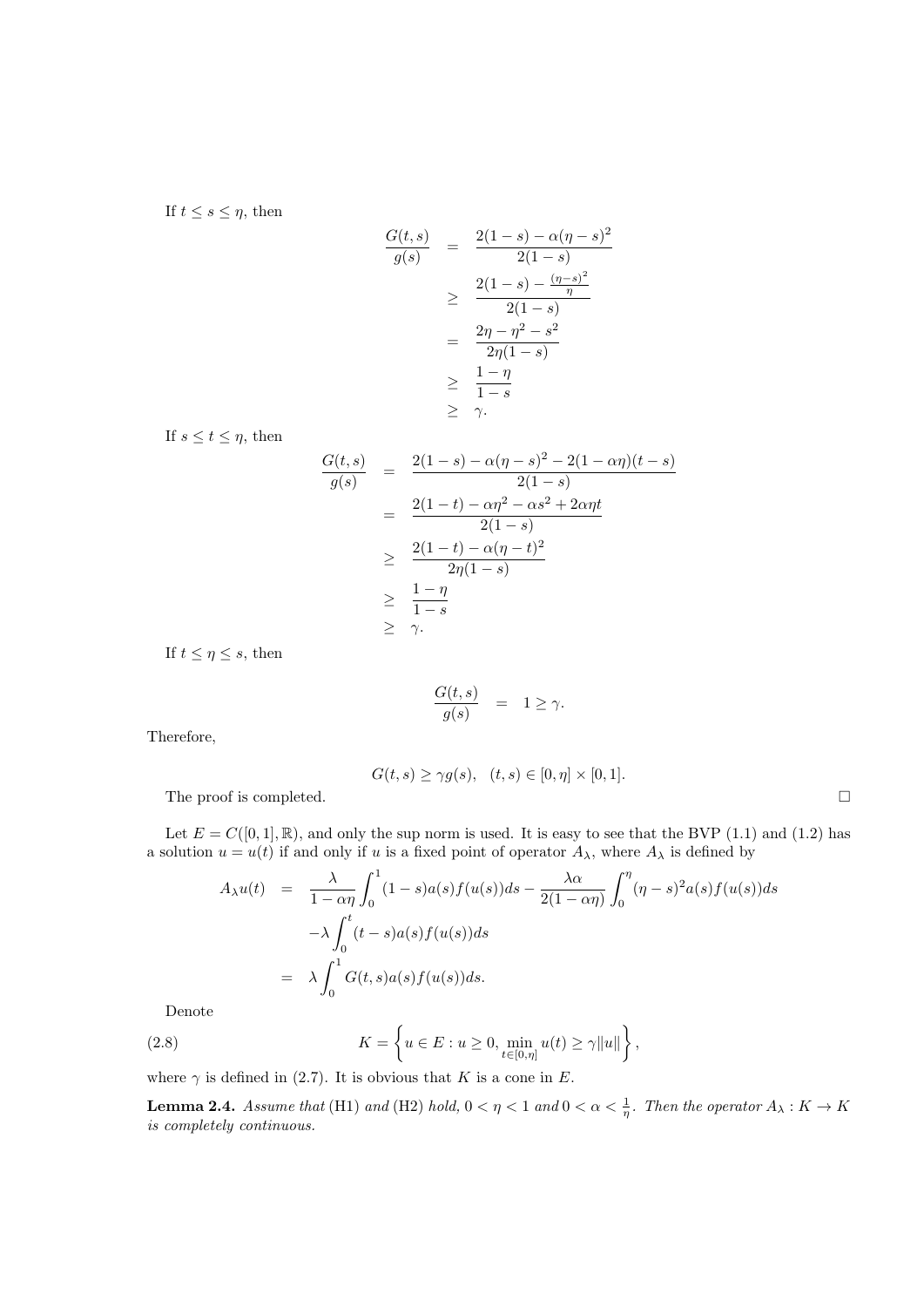If $t \leq s \leq \eta$, then

$$
\begin{aligned}
\frac{G(t,s)}{g(s)} &= \frac{2(1-s) - \alpha(\eta - s)^2}{2(1-s)} \\
&\geq \frac{2(1-s) - \frac{(\eta-s)^2}{\eta}}{2(1-s)} \\
&= \frac{2\eta - \eta^2 - s^2}{2\eta(1-s)} \\
&\geq \frac{1-\eta}{1-s} \\
&\geq \gamma.
\end{aligned}
$$

If $s \leq t \leq \eta$, then

$$
\begin{aligned}
\frac{G(t,s)}{g(s)} &= \frac{2(1-s) - \alpha(\eta - s)^2 - 2(1-\alpha\eta)(t-s)}{2(1-s)} \\
&= \frac{2(1-t) - \alpha\eta^2 - \alpha s^2 + 2\alpha\eta t}{2(1-s)} \\
&\geq \frac{2(1-t) - \alpha(\eta - t)^2}{2\eta(1-s)} \\
&\geq \frac{1-\eta}{1-s} \\
&\geq \gamma.
\end{aligned}
$$

If $t \leq \eta \leq s$, then

$$
\frac{G(t,s)}{g(s)} = 1 \geq \gamma.
$$

Therefore,

$$
G(t,s) \geq \gamma g(s), \quad (t,s) \in [0,\eta] \times [0,1].
$$

The proof is completed. $\square$

Let $E = C([0,1], \mathbb{R})$, and only the sup norm is used. It is easy to see that the BVP (1.1) and (1.2) has a solution $u = u(t)$ if and only if $u$ is a fixed point of operator $A_\lambda$, where $A_\lambda$ is defined by

$$
\begin{aligned}
A_\lambda u(t) &= \frac{\lambda}{1-\alpha\eta}\int_0^1 (1-s)a(s)f(u(s))ds - \frac{\lambda\alpha}{2(1-\alpha\eta)}\int_0^\eta (\eta - s)^2 a(s)f(u(s))ds \\
&\quad - \lambda\int_0^t (t-s)a(s)f(u(s))ds \\
&= \lambda\int_0^1 G(t,s)a(s)f(u(s))ds.
\end{aligned}
$$

Denote

$$
K = \left\{ u \in E : u \geq 0, \min_{t\in[0,\eta]} u(t) \geq \gamma\|u\| \right\}, \tag{2.8}
$$

where $\gamma$ is defined in (2.7). It is obvious that $K$ is a cone in $E$.

**Lemma 2.4.** *Assume that* (H1) *and* (H2) *hold,* $0 < \eta < 1$ *and* $0 < \alpha < \frac{1}{\eta}$. *Then the operator* $A_\lambda : K \to K$ *is completely continuous.*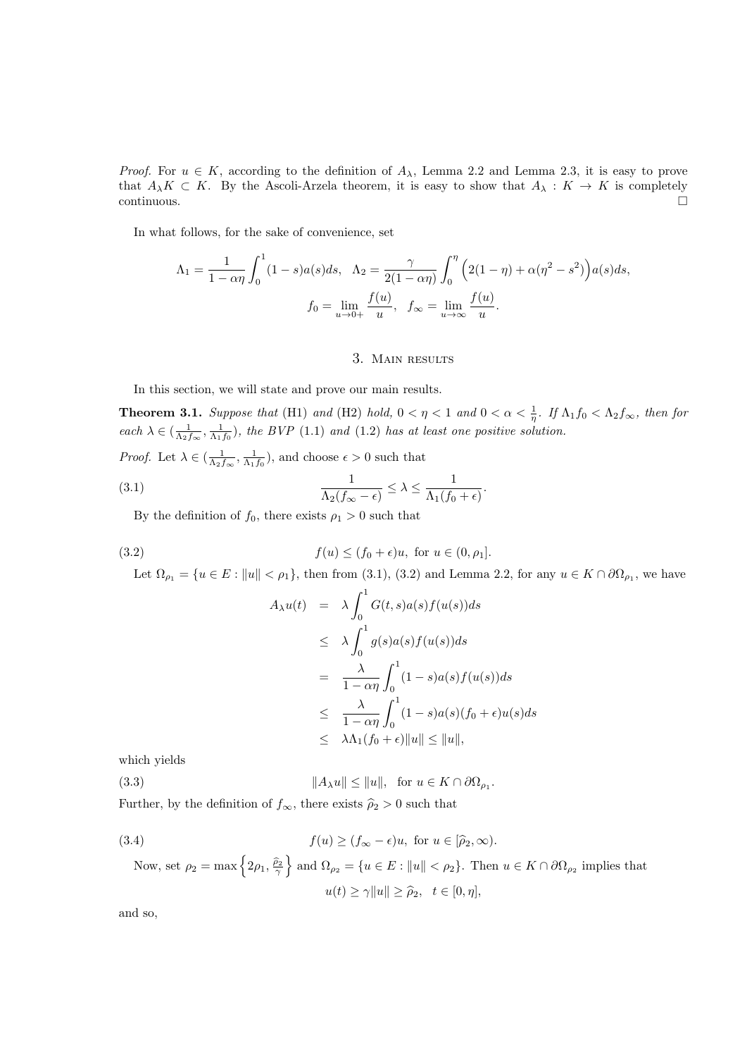*Proof.* For $u \in K$, according to the definition of $A_\lambda$, Lemma 2.2 and Lemma 2.3, it is easy to prove that $A_\lambda K \subset K$. By the Ascoli-Arzela theorem, it is easy to show that $A_\lambda : K \to K$ is completely continuous. $\square$

In what follows, for the sake of convenience, set

$$\Lambda_1 = \frac{1}{1-\alpha\eta}\int_0^1 (1-s)a(s)ds, \quad \Lambda_2 = \frac{\gamma}{2(1-\alpha\eta)}\int_0^\eta \Big(2(1-\eta)+\alpha(\eta^2-s^2)\Big)a(s)ds,$$

$$f_0 = \lim_{u\to 0+}\frac{f(u)}{u}, \quad f_\infty = \lim_{u\to\infty}\frac{f(u)}{u}.$$

## 3. Main results

In this section, we will state and prove our main results.

**Theorem 3.1.** *Suppose that* (H1) *and* (H2) *hold,* $0<\eta<1$ *and* $0<\alpha<\frac{1}{\eta}$. *If* $\Lambda_1 f_0 < \Lambda_2 f_\infty$, *then for each* $\lambda \in (\frac{1}{\Lambda_2 f_\infty}, \frac{1}{\Lambda_1 f_0})$, *the BVP* (1.1) *and* (1.2) *has at least one positive solution.*

*Proof.* Let $\lambda \in (\frac{1}{\Lambda_2 f_\infty}, \frac{1}{\Lambda_1 f_0})$, and choose $\epsilon > 0$ such that

$$\frac{1}{\Lambda_2(f_\infty-\epsilon)} \le \lambda \le \frac{1}{\Lambda_1(f_0+\epsilon)}. \tag{3.1}$$

By the definition of $f_0$, there exists $\rho_1 > 0$ such that

$$f(u) \le (f_0+\epsilon)u, \text{ for } u \in (0,\rho_1]. \tag{3.2}$$

Let $\Omega_{\rho_1} = \{u \in E : \|u\| < \rho_1\}$, then from (3.1), (3.2) and Lemma 2.2, for any $u \in K \cap \partial\Omega_{\rho_1}$, we have

$$\begin{aligned}
A_\lambda u(t) &= \lambda\int_0^1 G(t,s)a(s)f(u(s))ds \\
&\le \lambda\int_0^1 g(s)a(s)f(u(s))ds \\
&= \frac{\lambda}{1-\alpha\eta}\int_0^1 (1-s)a(s)f(u(s))ds \\
&\le \frac{\lambda}{1-\alpha\eta}\int_0^1 (1-s)a(s)(f_0+\epsilon)u(s)ds \\
&\le \lambda\Lambda_1(f_0+\epsilon)\|u\| \le \|u\|,
\end{aligned}$$

which yields

$$\|A_\lambda u\| \le \|u\|, \quad \text{for } u \in K \cap \partial\Omega_{\rho_1}. \tag{3.3}$$

Further, by the definition of $f_\infty$, there exists $\widehat{\rho}_2 > 0$ such that

$$f(u) \ge (f_\infty-\epsilon)u, \text{ for } u \in [\widehat{\rho}_2,\infty). \tag{3.4}$$

Now, set $\rho_2 = \max\Big\{2\rho_1, \frac{\widehat{\rho}_2}{\gamma}\Big\}$ and $\Omega_{\rho_2} = \{u \in E : \|u\| < \rho_2\}$. Then $u \in K \cap \partial\Omega_{\rho_2}$ implies that

$$u(t) \ge \gamma\|u\| \ge \widehat{\rho}_2, \quad t \in [0,\eta],$$

and so,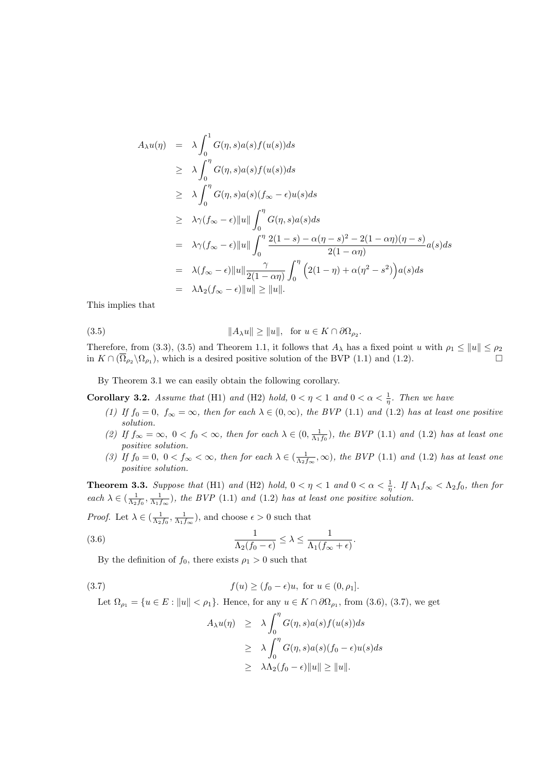$$
\begin{aligned}
A_\lambda u(\eta) &= \lambda \int_0^1 G(\eta, s)a(s)f(u(s))ds \\
&\geq \lambda \int_0^\eta G(\eta, s)a(s)f(u(s))ds \\
&\geq \lambda \int_0^\eta G(\eta, s)a(s)(f_\infty - \epsilon)u(s)ds \\
&\geq \lambda\gamma(f_\infty - \epsilon)\|u\| \int_0^\eta G(\eta, s)a(s)ds \\
&= \lambda\gamma(f_\infty - \epsilon)\|u\| \int_0^\eta \frac{2(1-s) - \alpha(\eta - s)^2 - 2(1-\alpha\eta)(\eta - s)}{2(1-\alpha\eta)} a(s)ds \\
&= \lambda(f_\infty - \epsilon)\|u\| \frac{\gamma}{2(1-\alpha\eta)} \int_0^\eta \Big(2(1-\eta) + \alpha(\eta^2 - s^2)\Big)a(s)ds \\
&= \lambda\Lambda_2(f_\infty - \epsilon)\|u\| \geq \|u\|.
\end{aligned}
$$

This implies that

$$
\|A_\lambda u\| \geq \|u\|, \quad \text{for } u \in K \cap \partial\Omega_{\rho_2}. \tag{3.5}
$$

Therefore, from (3.3), (3.5) and Theorem 1.1, it follows that $A_\lambda$ has a fixed point $u$ with $\rho_1 \leq \|u\| \leq \rho_2$ in $K \cap (\overline{\Omega}_{\rho_2} \backslash \Omega_{\rho_1})$, which is a desired positive solution of the BVP (1.1) and (1.2). □

By Theorem 3.1 we can easily obtain the following corollary.

**Corollary 3.2.** *Assume that* (H1) *and* (H2) *hold,* $0 < \eta < 1$ *and* $0 < \alpha < \frac{1}{\eta}$. *Then we have*

1. *If* $f_0 = 0,\ f_\infty = \infty$, *then for each* $\lambda \in (0, \infty)$, *the BVP* (1.1) *and* (1.2) *has at least one positive solution.*
2. *If* $f_\infty = \infty,\ 0 < f_0 < \infty$, *then for each* $\lambda \in (0, \frac{1}{\Lambda_1 f_0})$, *the BVP* (1.1) *and* (1.2) *has at least one positive solution.*
3. *If* $f_0 = 0,\ 0 < f_\infty < \infty$, *then for each* $\lambda \in (\frac{1}{\Lambda_2 f_\infty}, \infty)$, *the BVP* (1.1) *and* (1.2) *has at least one positive solution.*

**Theorem 3.3.** *Suppose that* (H1) *and* (H2) *hold,* $0 < \eta < 1$ *and* $0 < \alpha < \frac{1}{\eta}$. *If* $\Lambda_1 f_\infty < \Lambda_2 f_0$, *then for each* $\lambda \in (\frac{1}{\Lambda_2 f_0}, \frac{1}{\Lambda_1 f_\infty})$, *the BVP* (1.1) *and* (1.2) *has at least one positive solution.*

*Proof.* Let $\lambda \in (\frac{1}{\Lambda_2 f_0}, \frac{1}{\Lambda_1 f_\infty})$, and choose $\epsilon > 0$ such that

$$
\frac{1}{\Lambda_2(f_0 - \epsilon)} \leq \lambda \leq \frac{1}{\Lambda_1(f_\infty + \epsilon)}. \tag{3.6}
$$

By the definition of $f_0$, there exists $\rho_1 > 0$ such that

$$
f(u) \geq (f_0 - \epsilon)u, \text{ for } u \in (0, \rho_1]. \tag{3.7}
$$

Let $\Omega_{\rho_1} = \{u \in E : \|u\| < \rho_1\}$. Hence, for any $u \in K \cap \partial\Omega_{\rho_1}$, from (3.6), (3.7), we get

$$
\begin{aligned}
A_\lambda u(\eta) &\geq \lambda \int_0^\eta G(\eta, s)a(s)f(u(s))ds \\
&\geq \lambda \int_0^\eta G(\eta, s)a(s)(f_0 - \epsilon)u(s)ds \\
&\geq \lambda\Lambda_2(f_0 - \epsilon)\|u\| \geq \|u\|.
\end{aligned}
$$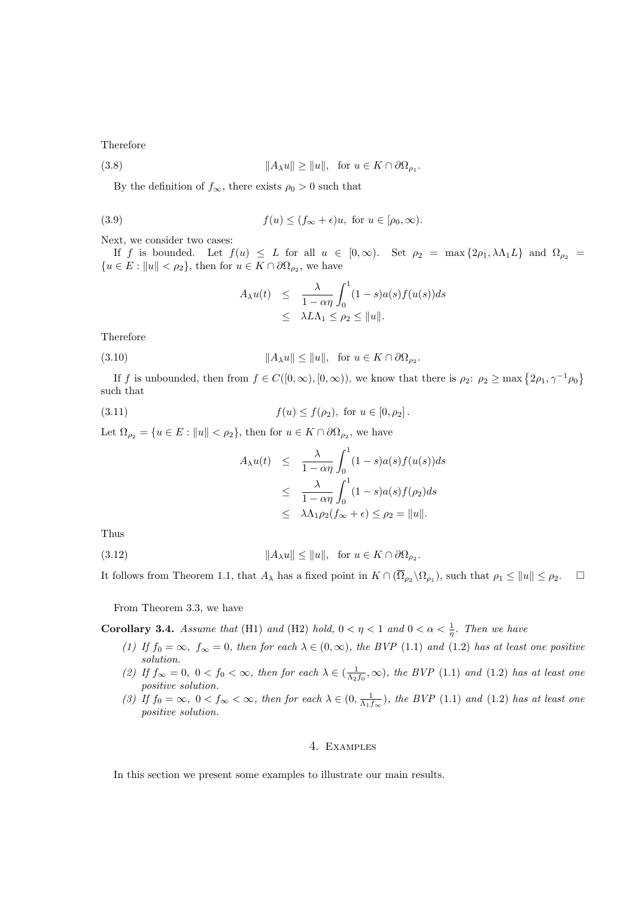Therefore

$$\|A_\lambda u\| \geq \|u\|, \quad \text{for } u \in K \cap \partial\Omega_{\rho_1}. \tag{3.8}$$

By the definition of $f_\infty$, there exists $\rho_0 > 0$ such that

$$f(u) \leq (f_\infty + \epsilon)u, \text{ for } u \in [\rho_0, \infty). \tag{3.9}$$

Next, we consider two cases:

If $f$ is bounded. Let $f(u) \leq L$ for all $u \in [0, \infty)$. Set $\rho_2 = \max\{2\rho_1, \lambda\Lambda_1 L\}$ and $\Omega_{\rho_2} = \{u \in E : \|u\| < \rho_2\}$, then for $u \in K \cap \partial\Omega_{\rho_2}$, we have

$$\begin{aligned}
A_\lambda u(t) &\leq \frac{\lambda}{1-\alpha\eta}\int_0^1 (1-s)a(s)f(u(s))ds \\
&\leq \lambda L \Lambda_1 \leq \rho_2 \leq \|u\|.
\end{aligned}$$

Therefore

$$\|A_\lambda u\| \leq \|u\|, \quad \text{for } u \in K \cap \partial\Omega_{\rho_2}. \tag{3.10}$$

If $f$ is unbounded, then from $f \in C([0,\infty),[0,\infty))$, we know that there is $\rho_2$: $\rho_2 \geq \max\left\{2\rho_1, \gamma^{-1}\rho_0\right\}$ such that

$$f(u) \leq f(\rho_2), \text{ for } u \in [0, \rho_2]. \tag{3.11}$$

Let $\Omega_{\rho_2} = \{u \in E : \|u\| < \rho_2\}$, then for $u \in K \cap \partial\Omega_{\rho_2}$, we have

$$\begin{aligned}
A_\lambda u(t) &\leq \frac{\lambda}{1-\alpha\eta}\int_0^1 (1-s)a(s)f(u(s))ds \\
&\leq \frac{\lambda}{1-\alpha\eta}\int_0^1 (1-s)a(s)f(\rho_2)ds \\
&\leq \lambda\Lambda_1\rho_2(f_\infty + \epsilon) \leq \rho_2 = \|u\|.
\end{aligned}$$

Thus

$$\|A_\lambda u\| \leq \|u\|, \quad \text{for } u \in K \cap \partial\Omega_{\rho_2}. \tag{3.12}$$

It follows from Theorem 1.1, that $A_\lambda$ has a fixed point in $K \cap (\overline{\Omega}_{\rho_2} \backslash \Omega_{\rho_1})$, such that $\rho_1 \leq \|u\| \leq \rho_2$. $\square$

From Theorem 3.3, we have

**Corollary 3.4.** *Assume that* (H1) *and* (H2) *hold, $0 < \eta < 1$ and $0 < \alpha < \frac{1}{\eta}$. Then we have*

*(1) If $f_0 = \infty$, $f_\infty = 0$, then for each $\lambda \in (0, \infty)$, the BVP* (1.1) *and* (1.2) *has at least one positive solution.*

*(2) If $f_\infty = 0$, $0 < f_0 < \infty$, then for each $\lambda \in (\frac{1}{\Lambda_2 f_0}, \infty)$, the BVP* (1.1) *and* (1.2) *has at least one positive solution.*

*(3) If $f_0 = \infty$, $0 < f_\infty < \infty$, then for each $\lambda \in (0, \frac{1}{\Lambda_1 f_\infty})$, the BVP* (1.1) *and* (1.2) *has at least one positive solution.*

## 4. Examples

In this section we present some examples to illustrate our main results.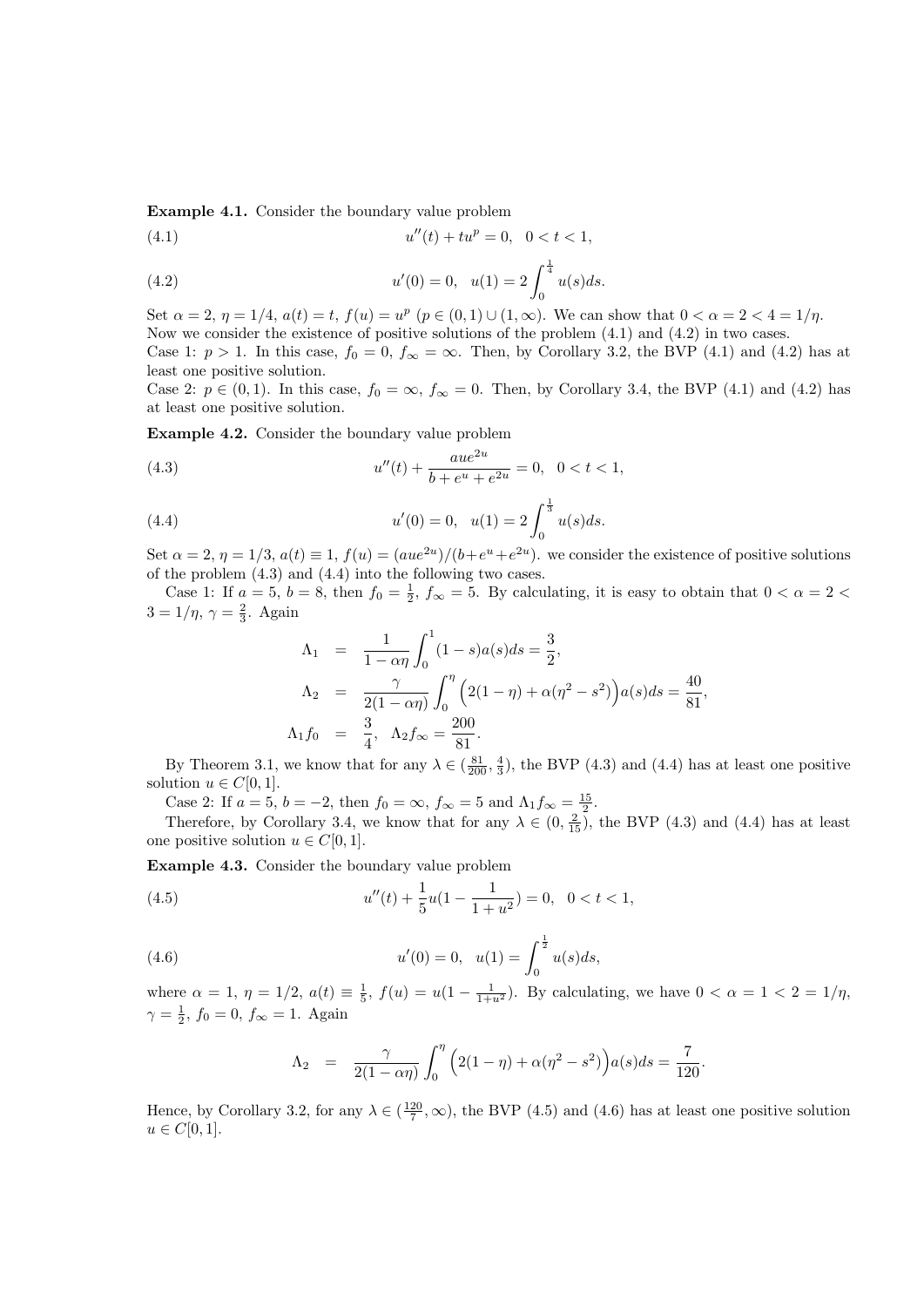**Example 4.1.** Consider the boundary value problem

$$u''(t) + tu^p = 0, \quad 0 < t < 1, \tag{4.1}$$

$$u'(0) = 0, \quad u(1) = 2\int_0^{\frac{1}{4}} u(s)ds. \tag{4.2}$$

Set $\alpha = 2$, $\eta = 1/4$, $a(t) = t$, $f(u) = u^p$ ($p \in (0,1) \cup (1,\infty)$). We can show that $0 < \alpha = 2 < 4 = 1/\eta$. Now we consider the existence of positive solutions of the problem (4.1) and (4.2) in two cases.

Case 1: $p > 1$. In this case, $f_0 = 0$, $f_\infty = \infty$. Then, by Corollary 3.2, the BVP (4.1) and (4.2) has at least one positive solution.

Case 2: $p \in (0,1)$. In this case, $f_0 = \infty$, $f_\infty = 0$. Then, by Corollary 3.4, the BVP (4.1) and (4.2) has at least one positive solution.

**Example 4.2.** Consider the boundary value problem

$$u''(t) + \frac{aue^{2u}}{b + e^u + e^{2u}} = 0, \quad 0 < t < 1, \tag{4.3}$$

$$u'(0) = 0, \quad u(1) = 2\int_0^{\frac{1}{3}} u(s)ds. \tag{4.4}$$

Set $\alpha = 2$, $\eta = 1/3$, $a(t) \equiv 1$, $f(u) = (aue^{2u})/(b+e^u+e^{2u})$. we consider the existence of positive solutions of the problem (4.3) and (4.4) into the following two cases.

Case 1: If $a = 5$, $b = 8$, then $f_0 = \frac{1}{2}$, $f_\infty = 5$. By calculating, it is easy to obtain that $0 < \alpha = 2 < 3 = 1/\eta$, $\gamma = \frac{2}{3}$. Again

$$\begin{aligned}
\Lambda_1 &= \frac{1}{1-\alpha\eta}\int_0^1 (1-s)a(s)ds = \frac{3}{2}, \\
\Lambda_2 &= \frac{\gamma}{2(1-\alpha\eta)}\int_0^\eta \Big(2(1-\eta) + \alpha(\eta^2 - s^2)\Big)a(s)ds = \frac{40}{81}, \\
\Lambda_1 f_0 &= \frac{3}{4}, \ \ \Lambda_2 f_\infty = \frac{200}{81}.
\end{aligned}$$

By Theorem 3.1, we know that for any $\lambda \in (\frac{81}{200}, \frac{4}{3})$, the BVP (4.3) and (4.4) has at least one positive solution $u \in C[0,1]$.

Case 2: If $a = 5$, $b = -2$, then $f_0 = \infty$, $f_\infty = 5$ and $\Lambda_1 f_\infty = \frac{15}{2}$.

Therefore, by Corollary 3.4, we know that for any $\lambda \in (0, \frac{2}{15})$, the BVP (4.3) and (4.4) has at least one positive solution $u \in C[0,1]$.

**Example 4.3.** Consider the boundary value problem

$$u''(t) + \frac{1}{5}u(1 - \frac{1}{1+u^2}) = 0, \quad 0 < t < 1, \tag{4.5}$$

$$u'(0) = 0, \quad u(1) = \int_0^{\frac{1}{2}} u(s)ds, \tag{4.6}$$

where $\alpha = 1$, $\eta = 1/2$, $a(t) \equiv \frac{1}{5}$, $f(u) = u(1 - \frac{1}{1+u^2})$. By calculating, we have $0 < \alpha = 1 < 2 = 1/\eta$, $\gamma = \frac{1}{2}$, $f_0 = 0$, $f_\infty = 1$. Again

$$\Lambda_2 = \frac{\gamma}{2(1-\alpha\eta)}\int_0^\eta \Big(2(1-\eta) + \alpha(\eta^2 - s^2)\Big)a(s)ds = \frac{7}{120}.$$

Hence, by Corollary 3.2, for any $\lambda \in (\frac{120}{7}, \infty)$, the BVP (4.5) and (4.6) has at least one positive solution $u \in C[0,1]$.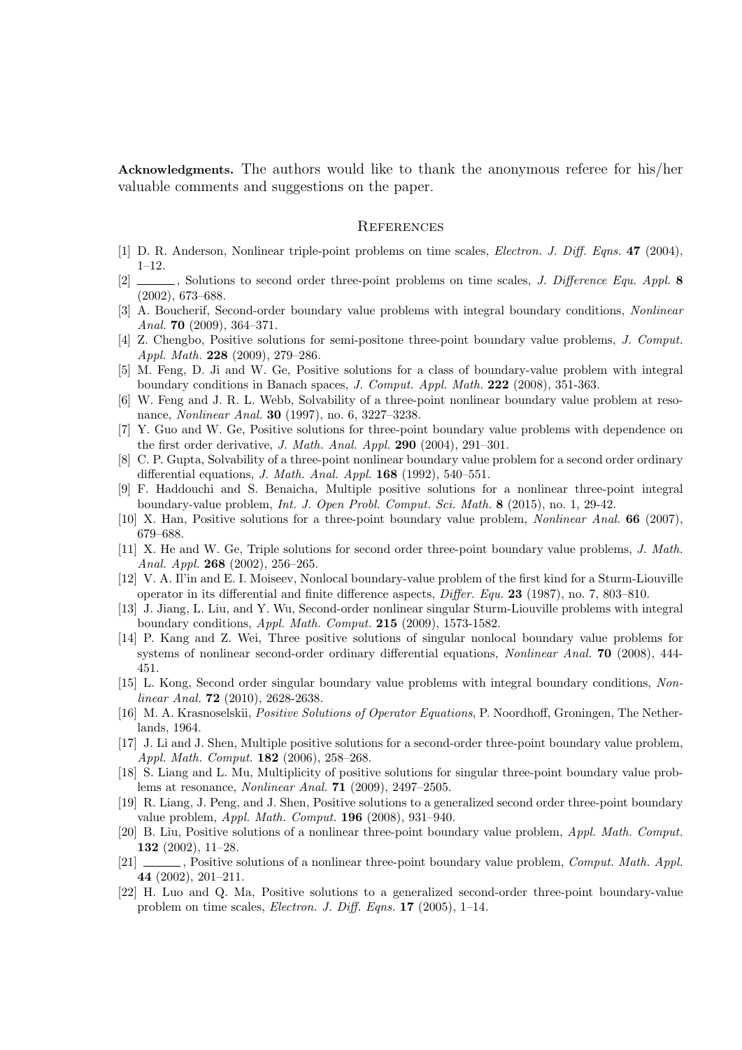**Acknowledgments.** The authors would like to thank the anonymous referee for his/her valuable comments and suggestions on the paper.

## References

[1] D. R. Anderson, Nonlinear triple-point problems on time scales, *Electron. J. Diff. Eqns.* **47** (2004), 1–12.

[2] ______, Solutions to second order three-point problems on time scales, *J. Difference Equ. Appl.* **8** (2002), 673–688.

[3] A. Boucherif, Second-order boundary value problems with integral boundary conditions, *Nonlinear Anal.* **70** (2009), 364–371.

[4] Z. Chengbo, Positive solutions for semi-positone three-point boundary value problems, *J. Comput. Appl. Math.* **228** (2009), 279–286.

[5] M. Feng, D. Ji and W. Ge, Positive solutions for a class of boundary-value problem with integral boundary conditions in Banach spaces, *J. Comput. Appl. Math.* **222** (2008), 351-363.

[6] W. Feng and J. R. L. Webb, Solvability of a three-point nonlinear boundary value problem at resonance, *Nonlinear Anal.* **30** (1997), no. 6, 3227–3238.

[7] Y. Guo and W. Ge, Positive solutions for three-point boundary value problems with dependence on the first order derivative, *J. Math. Anal. Appl.* **290** (2004), 291–301.

[8] C. P. Gupta, Solvability of a three-point nonlinear boundary value problem for a second order ordinary differential equations, *J. Math. Anal. Appl.* **168** (1992), 540–551.

[9] F. Haddouchi and S. Benaicha, Multiple positive solutions for a nonlinear three-point integral boundary-value problem, *Int. J. Open Probl. Comput. Sci. Math.* **8** (2015), no. 1, 29-42.

[10] X. Han, Positive solutions for a three-point boundary value problem, *Nonlinear Anal.* **66** (2007), 679–688.

[11] X. He and W. Ge, Triple solutions for second order three-point boundary value problems, *J. Math. Anal. Appl.* **268** (2002), 256–265.

[12] V. A. Il'in and E. I. Moiseev, Nonlocal boundary-value problem of the first kind for a Sturm-Liouville operator in its differential and finite difference aspects, *Differ. Equ.* **23** (1987), no. 7, 803–810.

[13] J. Jiang, L. Liu, and Y. Wu, Second-order nonlinear singular Sturm-Liouville problems with integral boundary conditions, *Appl. Math. Comput.* **215** (2009), 1573-1582.

[14] P. Kang and Z. Wei, Three positive solutions of singular nonlocal boundary value problems for systems of nonlinear second-order ordinary differential equations, *Nonlinear Anal.* **70** (2008), 444-451.

[15] L. Kong, Second order singular boundary value problems with integral boundary conditions, *Nonlinear Anal.* **72** (2010), 2628-2638.

[16] M. A. Krasnoselskii, *Positive Solutions of Operator Equations*, P. Noordhoff, Groningen, The Netherlands, 1964.

[17] J. Li and J. Shen, Multiple positive solutions for a second-order three-point boundary value problem, *Appl. Math. Comput.* **182** (2006), 258–268.

[18] S. Liang and L. Mu, Multiplicity of positive solutions for singular three-point boundary value problems at resonance, *Nonlinear Anal.* **71** (2009), 2497–2505.

[19] R. Liang, J. Peng, and J. Shen, Positive solutions to a generalized second order three-point boundary value problem, *Appl. Math. Comput.* **196** (2008), 931–940.

[20] B. Liu, Positive solutions of a nonlinear three-point boundary value problem, *Appl. Math. Comput.* **132** (2002), 11–28.

[21] ______, Positive solutions of a nonlinear three-point boundary value problem, *Comput. Math. Appl.* **44** (2002), 201–211.

[22] H. Luo and Q. Ma, Positive solutions to a generalized second-order three-point boundary-value problem on time scales, *Electron. J. Diff. Eqns.* **17** (2005), 1–14.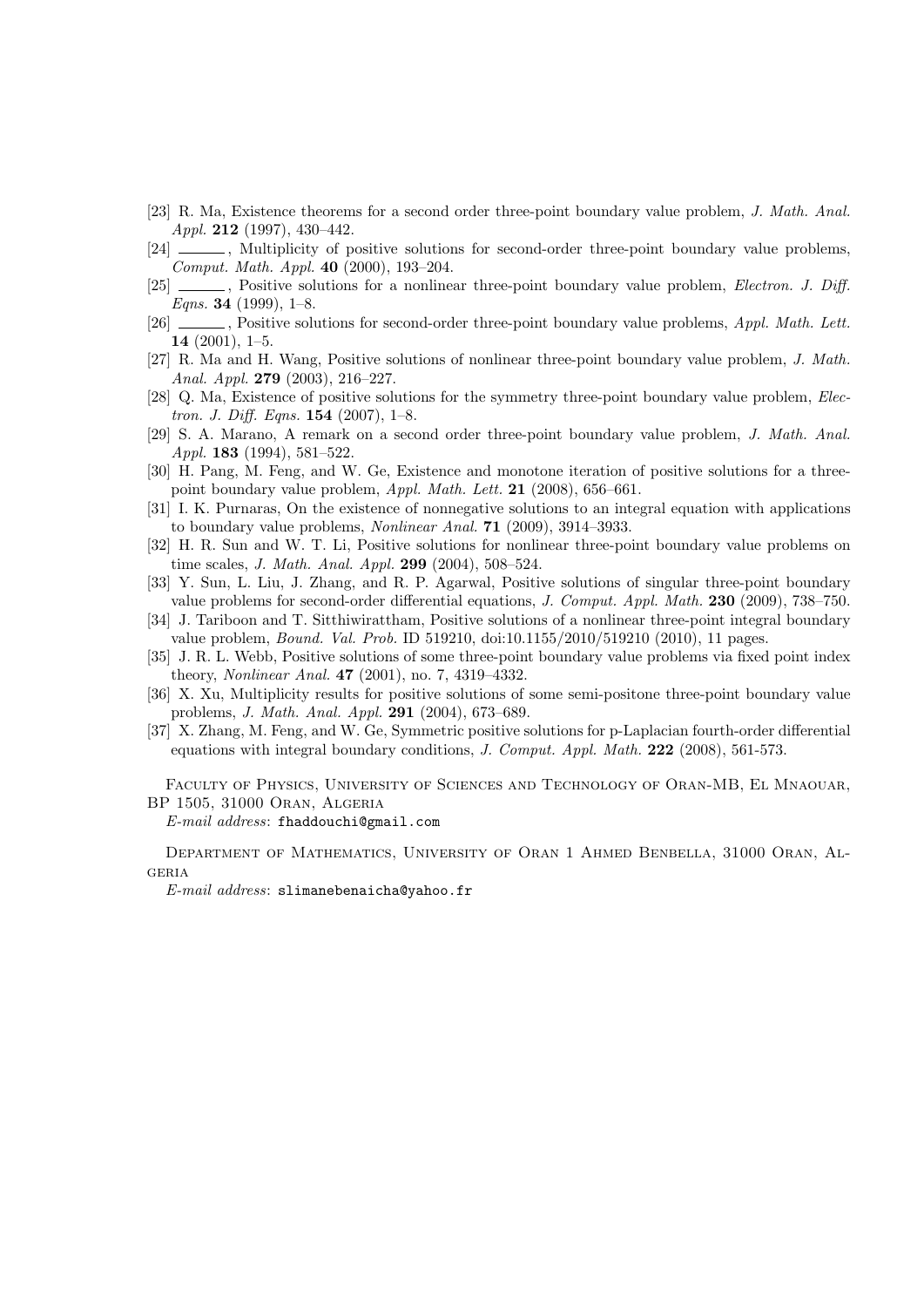[23] R. Ma, Existence theorems for a second order three-point boundary value problem, *J. Math. Anal. Appl.* **212** (1997), 430–442.

[24] ______, Multiplicity of positive solutions for second-order three-point boundary value problems, *Comput. Math. Appl.* **40** (2000), 193–204.

[25] ______, Positive solutions for a nonlinear three-point boundary value problem, *Electron. J. Diff. Eqns.* **34** (1999), 1–8.

[26] ______, Positive solutions for second-order three-point boundary value problems, *Appl. Math. Lett.* **14** (2001), 1–5.

[27] R. Ma and H. Wang, Positive solutions of nonlinear three-point boundary value problem, *J. Math. Anal. Appl.* **279** (2003), 216–227.

[28] Q. Ma, Existence of positive solutions for the symmetry three-point boundary value problem, *Electron. J. Diff. Eqns.* **154** (2007), 1–8.

[29] S. A. Marano, A remark on a second order three-point boundary value problem, *J. Math. Anal. Appl.* **183** (1994), 581–522.

[30] H. Pang, M. Feng, and W. Ge, Existence and monotone iteration of positive solutions for a three-point boundary value problem, *Appl. Math. Lett.* **21** (2008), 656–661.

[31] I. K. Purnaras, On the existence of nonnegative solutions to an integral equation with applications to boundary value problems, *Nonlinear Anal.* **71** (2009), 3914–3933.

[32] H. R. Sun and W. T. Li, Positive solutions for nonlinear three-point boundary value problems on time scales, *J. Math. Anal. Appl.* **299** (2004), 508–524.

[33] Y. Sun, L. Liu, J. Zhang, and R. P. Agarwal, Positive solutions of singular three-point boundary value problems for second-order differential equations, *J. Comput. Appl. Math.* **230** (2009), 738–750.

[34] J. Tariboon and T. Sitthiwirattham, Positive solutions of a nonlinear three-point integral boundary value problem, *Bound. Val. Prob.* ID 519210, doi:10.1155/2010/519210 (2010), 11 pages.

[35] J. R. L. Webb, Positive solutions of some three-point boundary value problems via fixed point index theory, *Nonlinear Anal.* **47** (2001), no. 7, 4319–4332.

[36] X. Xu, Multiplicity results for positive solutions of some semi-positone three-point boundary value problems, *J. Math. Anal. Appl.* **291** (2004), 673–689.

[37] X. Zhang, M. Feng, and W. Ge, Symmetric positive solutions for p-Laplacian fourth-order differential equations with integral boundary conditions, *J. Comput. Appl. Math.* **222** (2008), 561-573.

Faculty of Physics, University of Sciences and Technology of Oran-MB, El Mnaouar, BP 1505, 31000 Oran, Algeria

*E-mail address*: fhaddouchi@gmail.com

Department of Mathematics, University of Oran 1 Ahmed Benbella, 31000 Oran, Algeria

*E-mail address*: slimanebenaicha@yahoo.fr